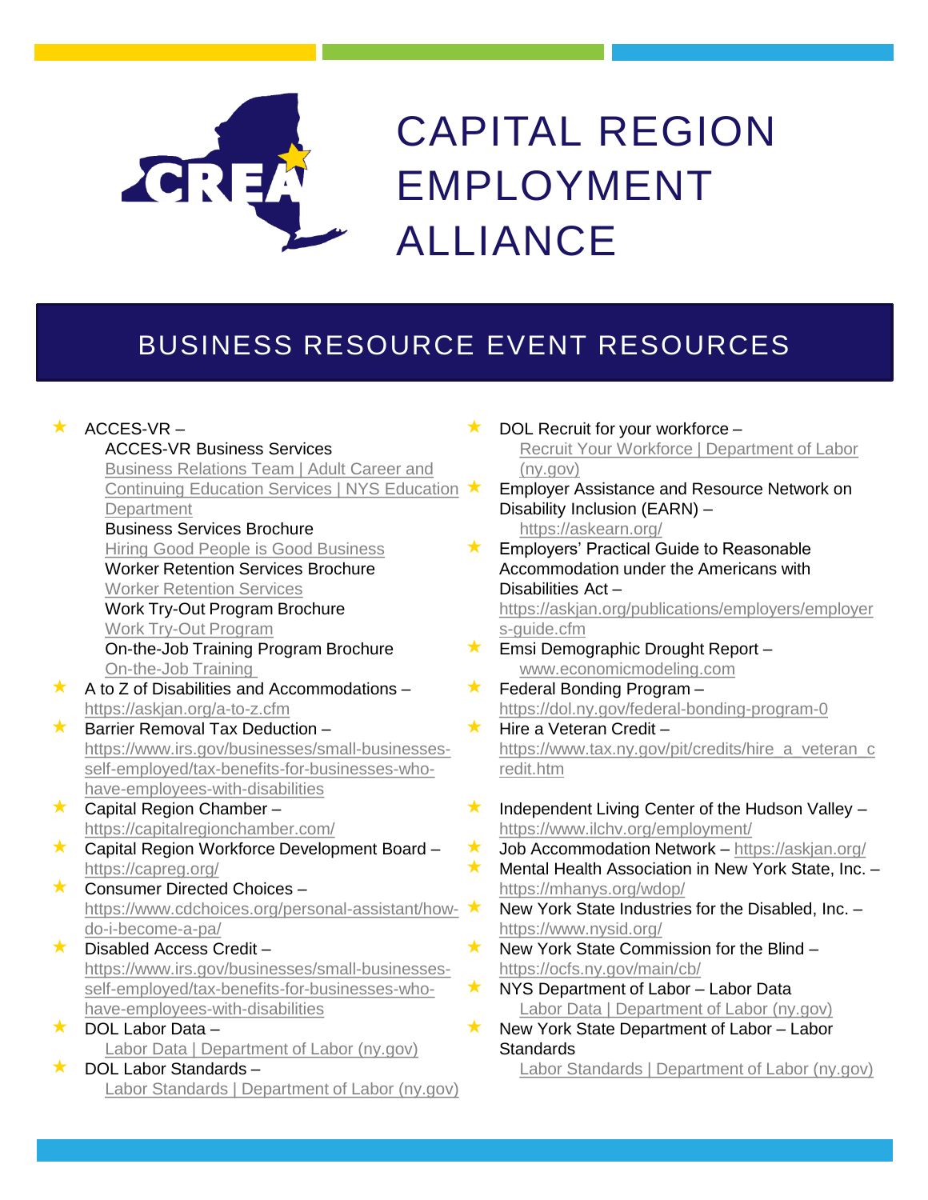# CAPITAL REGION EMPLOYMENT ALLIANCE

## BUSINESS RESOURCE EVENT RESOURCES

- ACCES-VR –
  - ACCES-VR Business Services
    Business Relations Team | Adult Career and Continuing Education Services | NYS Education Department
  - Business Services Brochure
    Hiring Good People is Good Business
  - Worker Retention Services Brochure
    Worker Retention Services
  - Work Try-Out Program Brochure
    Work Try-Out Program
  - On-the-Job Training Program Brochure
    On-the-Job Training
- A to Z of Disabilities and Accommodations – https://askjan.org/a-to-z.cfm
- Barrier Removal Tax Deduction – https://www.irs.gov/businesses/small-businesses-self-employed/tax-benefits-for-businesses-who-have-employees-with-disabilities
- Capital Region Chamber – https://capitalregionchamber.com/
- Capital Region Workforce Development Board – https://capreg.org/
- Consumer Directed Choices – https://www.cdchoices.org/personal-assistant/how-do-i-become-a-pa/
- Disabled Access Credit – https://www.irs.gov/businesses/small-businesses-self-employed/tax-benefits-for-businesses-who-have-employees-with-disabilities
- DOL Labor Data –
  Labor Data | Department of Labor (ny.gov)
- DOL Labor Standards –
  Labor Standards | Department of Labor (ny.gov)
- DOL Recruit for your workforce –
  Recruit Your Workforce | Department of Labor (ny.gov)
- Employer Assistance and Resource Network on Disability Inclusion (EARN) –
  https://askearn.org/
- Employers' Practical Guide to Reasonable Accommodation under the Americans with Disabilities Act – https://askjan.org/publications/employers/employers-guide.cfm
- Emsi Demographic Drought Report –
  www.economicmodeling.com
- Federal Bonding Program – https://dol.ny.gov/federal-bonding-program-0
- Hire a Veteran Credit – https://www.tax.ny.gov/pit/credits/hire_a_veteran_credit.htm
- Independent Living Center of the Hudson Valley – https://www.ilchv.org/employment/
- Job Accommodation Network – https://askjan.org/
- Mental Health Association in New York State, Inc. – https://mhanys.org/wdop/
- New York State Industries for the Disabled, Inc. – https://www.nysid.org/
- New York State Commission for the Blind – https://ocfs.ny.gov/main/cb/
- NYS Department of Labor – Labor Data
  Labor Data | Department of Labor (ny.gov)
- New York State Department of Labor – Labor Standards
  Labor Standards | Department of Labor (ny.gov)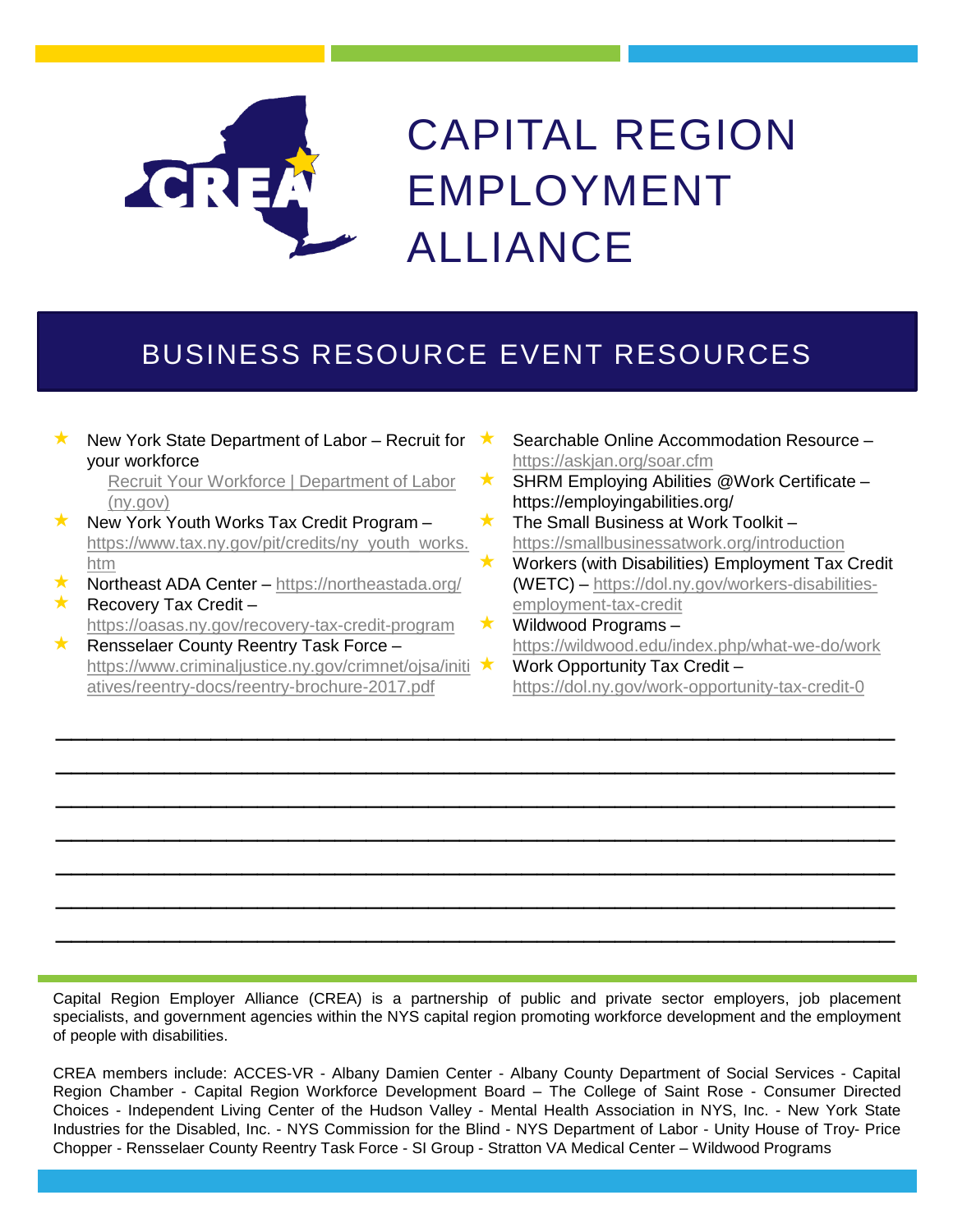# CAPITAL REGION EMPLOYMENT ALLIANCE

## BUSINESS RESOURCE EVENT RESOURCES

- New York State Department of Labor – Recruit for your workforce
  Recruit Your Workforce | Department of Labor (ny.gov)
- New York Youth Works Tax Credit Program – https://www.tax.ny.gov/pit/credits/ny_youth_works.htm
- Northeast ADA Center – https://northeastada.org/
- Recovery Tax Credit – https://oasas.ny.gov/recovery-tax-credit-program
- Rensselaer County Reentry Task Force – https://www.criminaljustice.ny.gov/crimnet/ojsa/initiatives/reentry-docs/reentry-brochure-2017.pdf
- Searchable Online Accommodation Resource – https://askjan.org/soar.cfm
- SHRM Employing Abilities @Work Certificate – https://employingabilities.org/
- The Small Business at Work Toolkit – https://smallbusinessatwork.org/introduction
- Workers (with Disabilities) Employment Tax Credit (WETC) – https://dol.ny.gov/workers-disabilities-employment-tax-credit
- Wildwood Programs – https://wildwood.edu/index.php/what-we-do/work
- Work Opportunity Tax Credit – https://dol.ny.gov/work-opportunity-tax-credit-0

Capital Region Employer Alliance (CREA) is a partnership of public and private sector employers, job placement specialists, and government agencies within the NYS capital region promoting workforce development and the employment of people with disabilities.

CREA members include: ACCES-VR - Albany Damien Center - Albany County Department of Social Services - Capital Region Chamber - Capital Region Workforce Development Board – The College of Saint Rose - Consumer Directed Choices - Independent Living Center of the Hudson Valley - Mental Health Association in NYS, Inc. - New York State Industries for the Disabled, Inc. - NYS Commission for the Blind - NYS Department of Labor - Unity House of Troy- Price Chopper - Rensselaer County Reentry Task Force - SI Group - Stratton VA Medical Center – Wildwood Programs